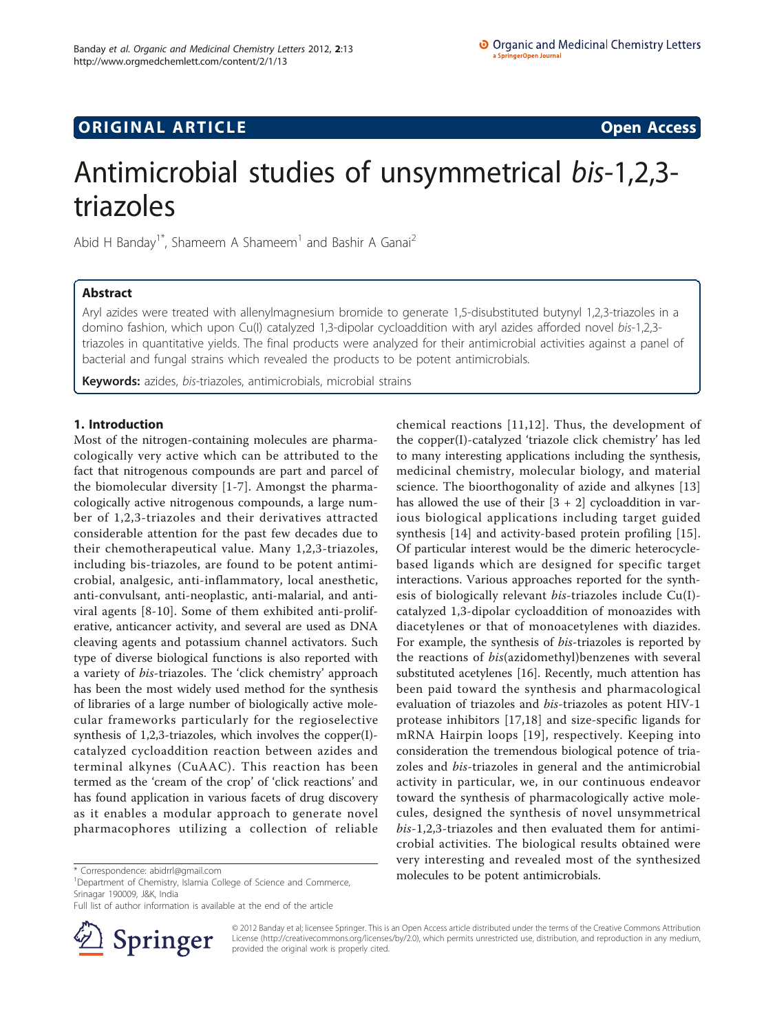## ORIGINAL ARTICLE

**Open Access**

# Antimicrobial studies of unsymmetrical *bis*-1,2,3-triazoles

Abid H Banday[1*], Shameem A Shameem[1] and Bashir A Ganai[2]

## Abstract

Aryl azides were treated with allenylmagnesium bromide to generate 1,5-disubstituted butynyl 1,2,3-triazoles in a domino fashion, which upon Cu(I) catalyzed 1,3-dipolar cycloaddition with aryl azides afforded novel *bis*-1,2,3-triazoles in quantitative yields. The final products were analyzed for their antimicrobial activities against a panel of bacterial and fungal strains which revealed the products to be potent antimicrobials.

**Keywords:** azides, *bis*-triazoles, antimicrobials, microbial strains

## 1. Introduction

Most of the nitrogen-containing molecules are pharmacologically very active which can be attributed to the fact that nitrogenous compounds are part and parcel of the biomolecular diversity [1-7]. Amongst the pharmacologically active nitrogenous compounds, a large number of 1,2,3-triazoles and their derivatives attracted considerable attention for the past few decades due to their chemotherapeutical value. Many 1,2,3-triazoles, including bis-triazoles, are found to be potent antimicrobial, analgesic, anti-inflammatory, local anesthetic, anti-convulsant, anti-neoplastic, anti-malarial, and antiviral agents [8-10]. Some of them exhibited anti-proliferative, anticancer activity, and several are used as DNA cleaving agents and potassium channel activators. Such type of diverse biological functions is also reported with a variety of *bis*-triazoles. The 'click chemistry' approach has been the most widely used method for the synthesis of libraries of a large number of biologically active molecular frameworks particularly for the regioselective synthesis of 1,2,3-triazoles, which involves the copper(I)-catalyzed cycloaddition reaction between azides and terminal alkynes (CuAAC). This reaction has been termed as the 'cream of the crop' of 'click reactions' and has found application in various facets of drug discovery as it enables a modular approach to generate novel pharmacophores utilizing a collection of reliable chemical reactions [11,12]. Thus, the development of the copper(I)-catalyzed 'triazole click chemistry' has led to many interesting applications including the synthesis, medicinal chemistry, molecular biology, and material science. The bioorthogonality of azide and alkynes [13] has allowed the use of their [3 + 2] cycloaddition in various biological applications including target guided synthesis [14] and activity-based protein profiling [15]. Of particular interest would be the dimeric heterocycle-based ligands which are designed for specific target interactions. Various approaches reported for the synthesis of biologically relevant *bis*-triazoles include Cu(I)-catalyzed 1,3-dipolar cycloaddition of monoazides with diacetylenes or that of monoacetylenes with diazides. For example, the synthesis of *bis*-triazoles is reported by the reactions of *bis*(azidomethyl)benzenes with several substituted acetylenes [16]. Recently, much attention has been paid toward the synthesis and pharmacological evaluation of triazoles and *bis*-triazoles as potent HIV-1 protease inhibitors [17,18] and size-specific ligands for mRNA Hairpin loops [19], respectively. Keeping into consideration the tremendous biological potence of triazoles and *bis*-triazoles in general and the antimicrobial activity in particular, we, in our continuous endeavor toward the synthesis of pharmacologically active molecules, designed the synthesis of novel unsymmetrical *bis*-1,2,3-triazoles and then evaluated them for antimicrobial activities. The biological results obtained were very interesting and revealed most of the synthesized molecules to be potent antimicrobials.

\* Correspondence: abidrrl@gmail.com
[1]Department of Chemistry, Islamia College of Science and Commerce, Srinagar 190009, J&K, India
Full list of author information is available at the end of the article

© 2012 Banday et al; licensee Springer. This is an Open Access article distributed under the terms of the Creative Commons Attribution License (http://creativecommons.org/licenses/by/2.0), which permits unrestricted use, distribution, and reproduction in any medium, provided the original work is properly cited.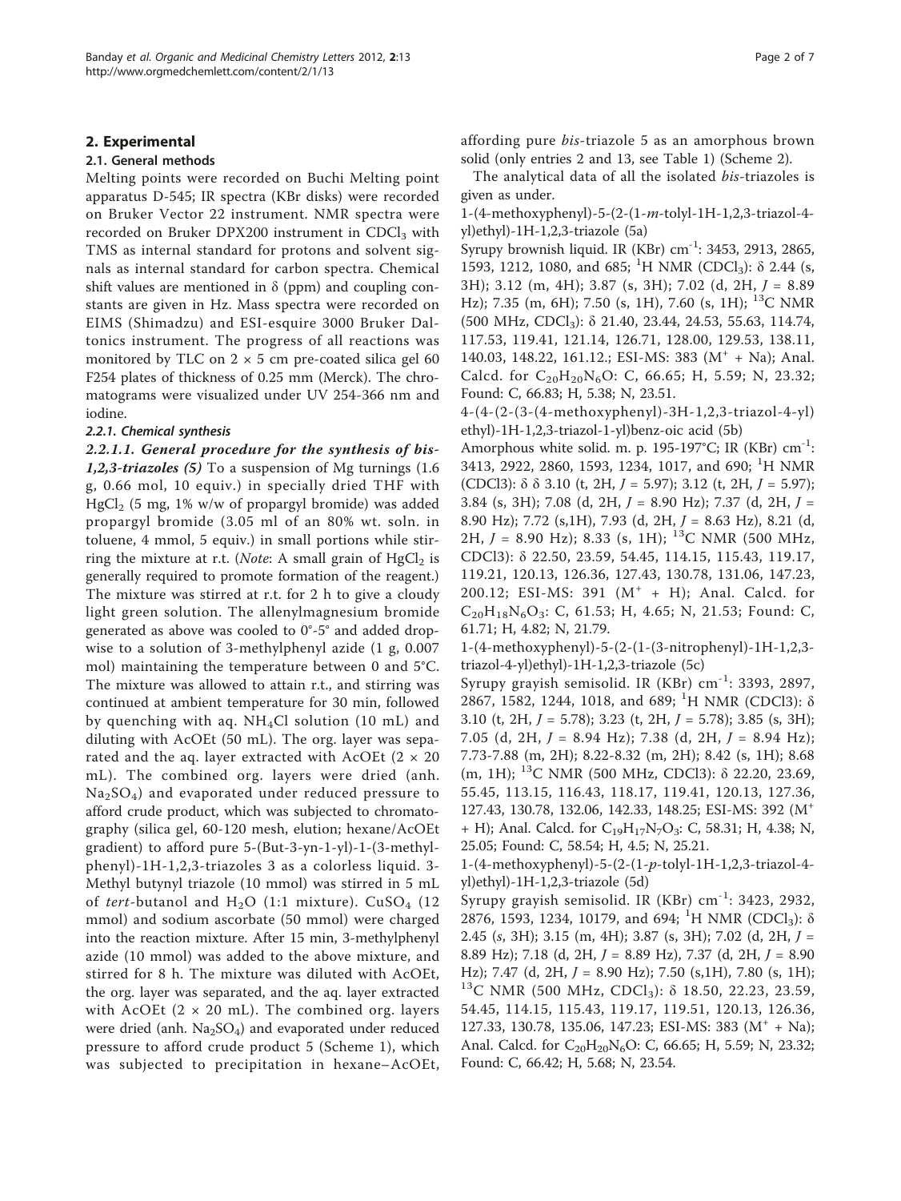## 2. Experimental

### 2.1. General methods

Melting points were recorded on Buchi Melting point apparatus D-545; IR spectra (KBr disks) were recorded on Bruker Vector 22 instrument. NMR spectra were recorded on Bruker DPX200 instrument in $CDCl_3$ with TMS as internal standard for protons and solvent signals as internal standard for carbon spectra. Chemical shift values are mentioned in δ (ppm) and coupling constants are given in Hz. Mass spectra were recorded on EIMS (Shimadzu) and ESI-esquire 3000 Bruker Daltonics instrument. The progress of all reactions was monitored by TLC on 2 × 5 cm pre-coated silica gel 60 F254 plates of thickness of 0.25 mm (Merck). The chromatograms were visualized under UV 254-366 nm and iodine.

#### 2.2.1. Chemical synthesis

***2.2.1.1. General procedure for the synthesis of bis-1,2,3-triazoles (5)*** To a suspension of Mg turnings (1.6 g, 0.66 mol, 10 equiv.) in specially dried THF with $HgCl_2$ (5 mg, 1% w/w of propargyl bromide) was added propargyl bromide (3.05 ml of an 80% wt. soln. in toluene, 4 mmol, 5 equiv.) in small portions while stirring the mixture at r.t. (*Note*: A small grain of $HgCl_2$ is generally required to promote formation of the reagent.) The mixture was stirred at r.t. for 2 h to give a cloudy light green solution. The allenylmagnesium bromide generated as above was cooled to 0°-5° and added dropwise to a solution of 3-methylphenyl azide (1 g, 0.007 mol) maintaining the temperature between 0 and 5°C. The mixture was allowed to attain r.t., and stirring was continued at ambient temperature for 30 min, followed by quenching with aq. $NH_4Cl$ solution (10 mL) and diluting with AcOEt (50 mL). The org. layer was separated and the aq. layer extracted with AcOEt (2 × 20 mL). The combined org. layers were dried (anh. $Na_2SO_4$) and evaporated under reduced pressure to afford crude product, which was subjected to chromatography (silica gel, 60-120 mesh, elution; hexane/AcOEt gradient) to afford pure 5-(But-3-yn-1-yl)-1-(3-methylphenyl)-1H-1,2,3-triazoles 3 as a colorless liquid. 3-Methyl butynyl triazole (10 mmol) was stirred in 5 mL of *tert*-butanol and $H_2O$ (1:1 mixture). $CuSO_4$ (12 mmol) and sodium ascorbate (50 mmol) were charged into the reaction mixture. After 15 min, 3-methylphenyl azide (10 mmol) was added to the above mixture, and stirred for 8 h. The mixture was diluted with AcOEt, the org. layer was separated, and the aq. layer extracted with AcOEt (2 × 20 mL). The combined org. layers were dried (anh. $Na_2SO_4$) and evaporated under reduced pressure to afford crude product 5 (Scheme 1), which was subjected to precipitation in hexane–AcOEt, affording pure *bis*-triazole 5 as an amorphous brown solid (only entries 2 and 13, see Table 1) (Scheme 2).

The analytical data of all the isolated *bis*-triazoles is given as under.

1-(4-methoxyphenyl)-5-(2-(1-*m*-tolyl-1H-1,2,3-triazol-4-yl)ethyl)-1H-1,2,3-triazole (5a)

Syrupy brownish liquid. IR (KBr) $cm^{-1}$: 3453, 2913, 2865, 1593, 1212, 1080, and 685; $^1H$ NMR ($CDCl_3$): δ 2.44 (s, 3H); 3.12 (m, 4H); 3.87 (s, 3H); 7.02 (d, 2H, $J$ = 8.89 Hz); 7.35 (m, 6H); 7.50 (s, 1H), 7.60 (s, 1H); $^{13}C$ NMR (500 MHz, $CDCl_3$): δ 21.40, 23.44, 24.53, 55.63, 114.74, 117.53, 119.41, 121.14, 126.71, 128.00, 129.53, 138.11, 140.03, 148.22, 161.12.; ESI-MS: 383 ($M^+$ + Na); Anal. Calcd. for $C_{20}H_{20}N_6O$: C, 66.65; H, 5.59; N, 23.32; Found: C, 66.83; H, 5.38; N, 23.51.

4-(4-(2-(3-(4-methoxyphenyl)-3H-1,2,3-triazol-4-yl)ethyl)-1H-1,2,3-triazol-1-yl)benz-oic acid (5b)

Amorphous white solid. m. p. 195-197°C; IR (KBr) $cm^{-1}$: 3413, 2922, 2860, 1593, 1234, 1017, and 690; $^1H$ NMR (CDCl3): δ δ 3.10 (t, 2H, $J$ = 5.97); 3.12 (t, 2H, $J$ = 5.97); 3.84 (s, 3H); 7.08 (d, 2H, $J$ = 8.90 Hz); 7.37 (d, 2H, $J$ = 8.90 Hz); 7.72 (s,1H), 7.93 (d, 2H, $J$ = 8.63 Hz), 8.21 (d, 2H, $J$ = 8.90 Hz); 8.33 (s, 1H); $^{13}C$ NMR (500 MHz, CDCl3): δ 22.50, 23.59, 54.45, 114.15, 115.43, 119.17, 119.21, 120.13, 126.36, 127.43, 130.78, 131.06, 147.23, 200.12; ESI-MS: 391 ($M^+$ + H); Anal. Calcd. for $C_{20}H_{18}N_6O_3$: C, 61.53; H, 4.65; N, 21.53; Found: C, 61.71; H, 4.82; N, 21.79.

1-(4-methoxyphenyl)-5-(2-(1-(3-nitrophenyl)-1H-1,2,3-triazol-4-yl)ethyl)-1H-1,2,3-triazole (5c)

Syrupy grayish semisolid. IR (KBr) $cm^{-1}$: 3393, 2897, 2867, 1582, 1244, 1018, and 689; $^1H$ NMR (CDCl3): δ 3.10 (t, 2H, $J$ = 5.78); 3.23 (t, 2H, $J$ = 5.78); 3.85 (s, 3H); 7.05 (d, 2H, $J$ = 8.94 Hz); 7.38 (d, 2H, $J$ = 8.94 Hz); 7.73-7.88 (m, 2H); 8.22-8.32 (m, 2H); 8.42 (s, 1H); 8.68 (m, 1H); $^{13}C$ NMR (500 MHz, CDCl3): δ 22.20, 23.69, 55.45, 113.15, 116.43, 118.17, 119.41, 120.13, 127.36, 127.43, 130.78, 132.06, 142.33, 148.25; ESI-MS: 392 ($M^+$ + H); Anal. Calcd. for $C_{19}H_{17}N_7O_3$: C, 58.31; H, 4.38; N, 25.05; Found: C, 58.54; H, 4.5; N, 25.21.

1-(4-methoxyphenyl)-5-(2-(1-*p*-tolyl-1H-1,2,3-triazol-4-yl)ethyl)-1H-1,2,3-triazole (5d)

Syrupy grayish semisolid. IR (KBr) $cm^{-1}$: 3423, 2932, 2876, 1593, 1234, 10179, and 694; $^1H$ NMR ($CDCl_3$): δ 2.45 (*s*, 3H); 3.15 (m, 4H); 3.87 (s, 3H); 7.02 (d, 2H, $J$ = 8.89 Hz); 7.18 (d, 2H, $J$ = 8.89 Hz), 7.37 (d, 2H, $J$ = 8.90 Hz); 7.47 (d, 2H, $J$ = 8.90 Hz); 7.50 (s,1H), 7.80 (s, 1H); $^{13}C$ NMR (500 MHz, $CDCl_3$): δ 18.50, 22.23, 23.59, 54.45, 114.15, 115.43, 119.17, 119.51, 120.13, 126.36, 127.33, 130.78, 135.06, 147.23; ESI-MS: 383 ($M^+$ + Na); Anal. Calcd. for $C_{20}H_{20}N_6O$: C, 66.65; H, 5.59; N, 23.32; Found: C, 66.42; H, 5.68; N, 23.54.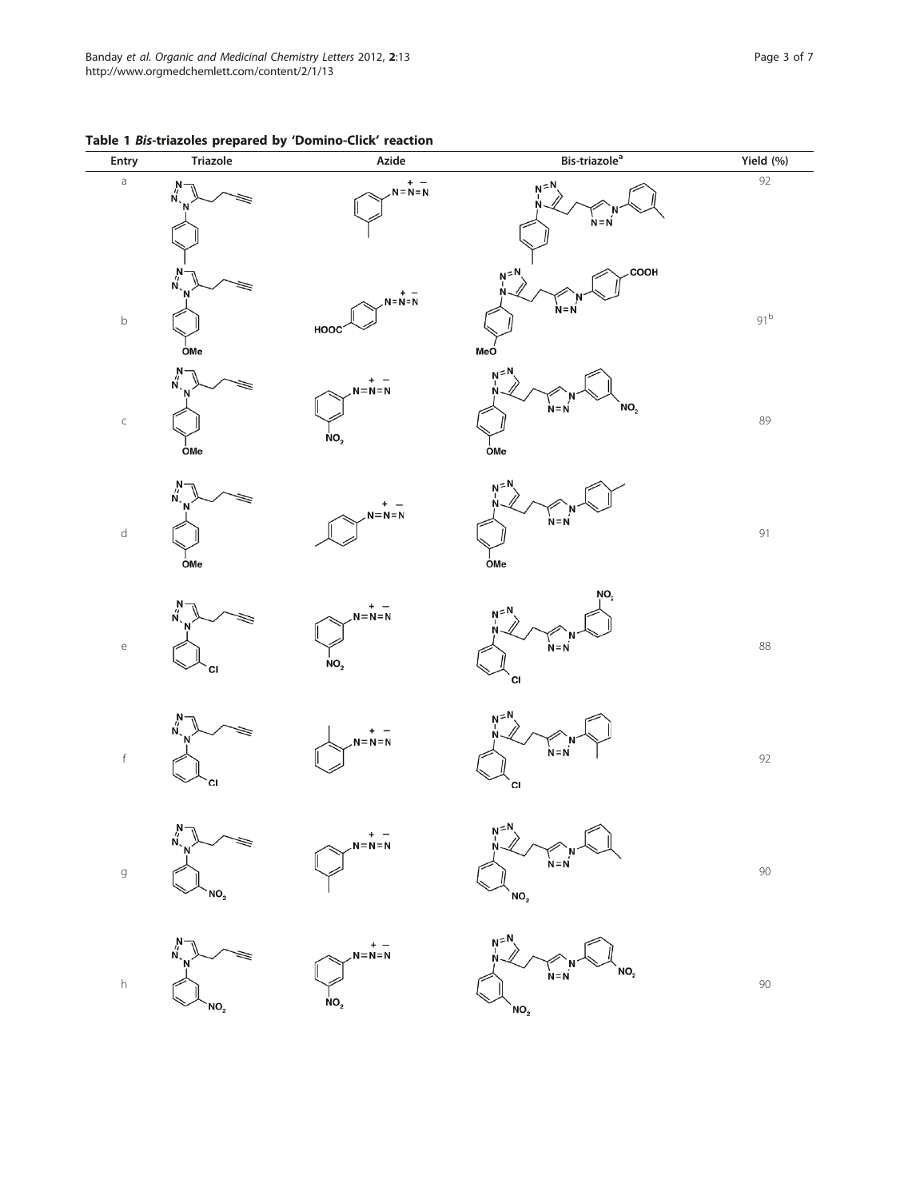**Table 1 *Bis*-triazoles prepared by 'Domino-Click' reaction**

| Entry | Triazole | Azide | Bis-triazole[a] | Yield (%) |
|---|---|---|---|---|
| a | | | | 92 |
| b | | | | 91[b] |
| c | | | | 89 |
| d | | | | 91 |
| e | | | | 88 |
| f | | | | 92 |
| g | | | | 90 |
| h | | | | 90 |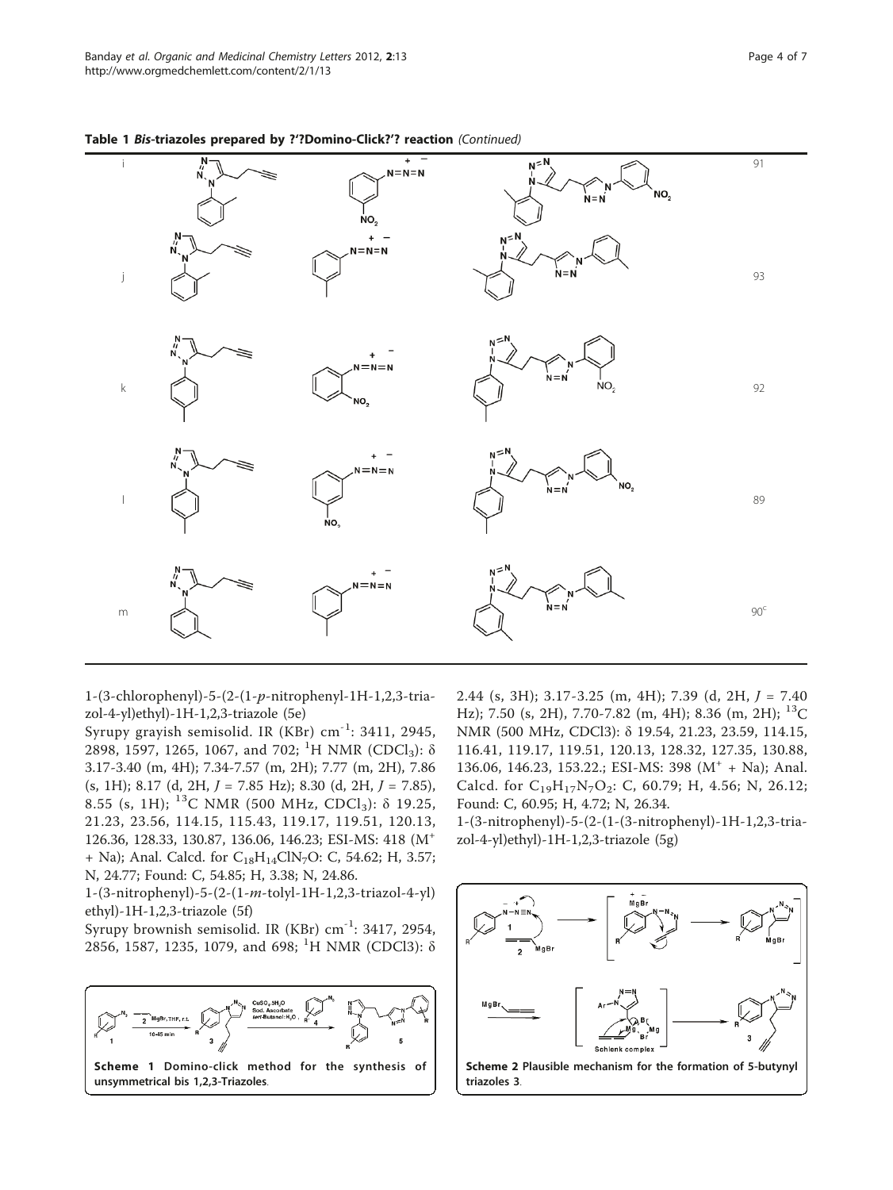**Table 1 *Bis*-triazoles prepared by ?'?Domino-Click?'? reaction** *(Continued)*

| | | | | |
|---|---|---|---|---|
| i | | | | 91 |
| j | | | | 93 |
| k | | | | 92 |
| l | | | | 89 |
| m | | | | 90[c] |

1-(3-chlorophenyl)-5-(2-(1-*p*-nitrophenyl-1H-1,2,3-triazol-4-yl)ethyl)-1H-1,2,3-triazole (5e)

Syrupy grayish semisolid. IR (KBr) $cm^{-1}$: 3411, 2945, 2898, 1597, 1265, 1067, and 702; $^{1}H$ NMR ($CDCl_3$): δ 3.17-3.40 (m, 4H); 7.34-7.57 (m, 2H); 7.77 (m, 2H), 7.86 (s, 1H); 8.17 (d, 2H, $J$ = 7.85 Hz); 8.30 (d, 2H, $J$ = 7.85), 8.55 (s, 1H); $^{13}C$ NMR (500 MHz, $CDCl_3$): δ 19.25, 21.23, 23.56, 114.15, 115.43, 119.17, 119.51, 120.13, 126.36, 128.33, 130.87, 136.06, 146.23; ESI-MS: 418 ($M^+$ + Na); Anal. Calcd. for $C_{18}H_{14}ClN_7O$: C, 54.62; H, 3.57; N, 24.77; Found: C, 54.85; H, 3.38; N, 24.86.

1-(3-nitrophenyl)-5-(2-(1-*m*-tolyl-1H-1,2,3-triazol-4-yl)ethyl)-1H-1,2,3-triazole (5f)

Syrupy brownish semisolid. IR (KBr) $cm^{-1}$: 3417, 2954, 2856, 1587, 1235, 1079, and 698; $^{1}H$ NMR (CDCl3): δ 2.44 (s, 3H); 3.17-3.25 (m, 4H); 7.39 (d, 2H, $J$ = 7.40 Hz); 7.50 (s, 2H), 7.70-7.82 (m, 4H); 8.36 (m, 2H); $^{13}C$ NMR (500 MHz, CDCl3): δ 19.54, 21.23, 23.59, 114.15, 116.41, 119.17, 119.51, 120.13, 128.32, 127.35, 130.88, 136.06, 146.23, 153.22.; ESI-MS: 398 ($M^+$ + Na); Anal. Calcd. for $C_{19}H_{17}N_7O_2$: C, 60.79; H, 4.56; N, 26.12; Found: C, 60.95; H, 4.72; N, 26.34.

1-(3-nitrophenyl)-5-(2-(1-(3-nitrophenyl)-1H-1,2,3-triazol-4-yl)ethyl)-1H-1,2,3-triazole (5g)

**Scheme 1** Domino-click method for the synthesis of unsymmetrical bis 1,2,3-Triazoles.

**Scheme 2** Plausible mechanism for the formation of 5-butynyl triazoles 3.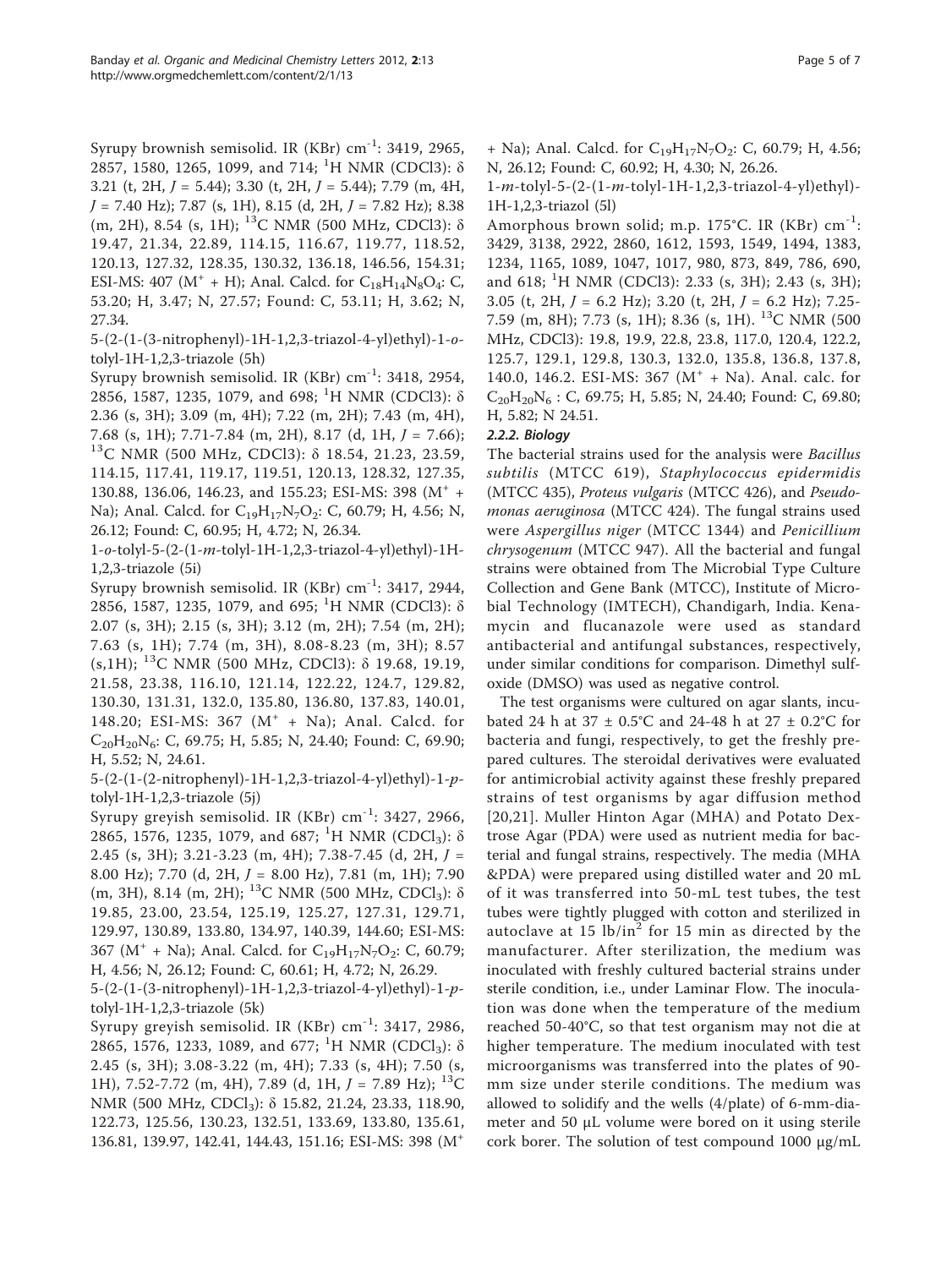Syrupy brownish semisolid. IR (KBr) $cm^{-1}$: 3419, 2965, 2857, 1580, 1265, 1099, and 714; $^{1}H$ NMR (CDCl3): δ 3.21 (t, 2H, $J$ = 5.44); 3.30 (t, 2H, $J$ = 5.44); 7.79 (m, 4H, $J$ = 7.40 Hz); 7.87 (s, 1H), 8.15 (d, 2H, $J$ = 7.82 Hz); 8.38 (m, 2H), 8.54 (s, 1H); $^{13}C$ NMR (500 MHz, CDCl3): δ 19.47, 21.34, 22.89, 114.15, 116.67, 119.77, 118.52, 120.13, 127.32, 128.35, 130.32, 136.18, 146.56, 154.31; ESI-MS: 407 ($M^{+}$ + H); Anal. Calcd. for $C_{18}H_{14}N_{8}O_{4}$: C, 53.20; H, 3.47; N, 27.57; Found: C, 53.11; H, 3.62; N, 27.34.

5-(2-(1-(3-nitrophenyl)-1H-1,2,3-triazol-4-yl)ethyl)-1-*o*-tolyl-1H-1,2,3-triazole (5h)

Syrupy brownish semisolid. IR (KBr) $cm^{-1}$: 3418, 2954, 2856, 1587, 1235, 1079, and 698; $^{1}H$ NMR (CDCl3): δ 2.36 (s, 3H); 3.09 (m, 4H); 7.22 (m, 2H); 7.43 (m, 4H), 7.68 (s, 1H); 7.71-7.84 (m, 2H), 8.17 (d, 1H, $J$ = 7.66); $^{13}C$ NMR (500 MHz, CDCl3): δ 18.54, 21.23, 23.59, 114.15, 117.41, 119.17, 119.51, 120.13, 128.32, 127.35, 130.88, 136.06, 146.23, and 155.23; ESI-MS: 398 ($M^{+}$ + Na); Anal. Calcd. for $C_{19}H_{17}N_{7}O_{2}$: C, 60.79; H, 4.56; N, 26.12; Found: C, 60.95; H, 4.72; N, 26.34.

1-*o*-tolyl-5-(2-(1-*m*-tolyl-1H-1,2,3-triazol-4-yl)ethyl)-1H-1,2,3-triazole (5i)

Syrupy brownish semisolid. IR (KBr) $cm^{-1}$: 3417, 2944, 2856, 1587, 1235, 1079, and 695; $^{1}H$ NMR (CDCl3): δ 2.07 (s, 3H); 2.15 (s, 3H); 3.12 (m, 2H); 7.54 (m, 2H); 7.63 (s, 1H); 7.74 (m, 3H), 8.08-8.23 (m, 3H); 8.57 (s,1H); $^{13}C$ NMR (500 MHz, CDCl3): δ 19.68, 19.19, 21.58, 23.38, 116.10, 121.14, 122.22, 124.7, 129.82, 130.30, 131.31, 132.0, 135.80, 136.80, 137.83, 140.01, 148.20; ESI-MS: 367 ($M^{+}$ + Na); Anal. Calcd. for $C_{20}H_{20}N_{6}$: C, 69.75; H, 5.85; N, 24.40; Found: C, 69.90; H, 5.52; N, 24.61.

5-(2-(1-(2-nitrophenyl)-1H-1,2,3-triazol-4-yl)ethyl)-1-*p*-tolyl-1H-1,2,3-triazole (5j)

Syrupy greyish semisolid. IR (KBr) $cm^{-1}$: 3427, 2966, 2865, 1576, 1235, 1079, and 687; $^{1}H$ NMR ($CDCl_3$): δ 2.45 (s, 3H); 3.21-3.23 (m, 4H); 7.38-7.45 (d, 2H, $J$ = 8.00 Hz); 7.70 (d, 2H, $J$ = 8.00 Hz), 7.81 (m, 1H); 7.90 (m, 3H), 8.14 (m, 2H); $^{13}C$ NMR (500 MHz, $CDCl_3$): δ 19.85, 23.00, 23.54, 125.19, 125.27, 127.31, 129.71, 129.97, 130.89, 133.80, 134.97, 140.39, 144.60; ESI-MS: 367 ($M^{+}$ + Na); Anal. Calcd. for $C_{19}H_{17}N_{7}O_{2}$: C, 60.79; H, 4.56; N, 26.12; Found: C, 60.61; H, 4.72; N, 26.29.

5-(2-(1-(3-nitrophenyl)-1H-1,2,3-triazol-4-yl)ethyl)-1-*p*-tolyl-1H-1,2,3-triazole (5k)

Syrupy greyish semisolid. IR (KBr) $cm^{-1}$: 3417, 2986, 2865, 1576, 1233, 1089, and 677; $^{1}H$ NMR ($CDCl_3$): δ 2.45 (s, 3H); 3.08-3.22 (m, 4H); 7.33 (s, 4H); 7.50 (s, 1H), 7.52-7.72 (m, 4H), 7.89 (d, 1H, $J$ = 7.89 Hz); $^{13}C$ NMR (500 MHz, $CDCl_3$): δ 15.82, 21.24, 23.33, 118.90, 122.73, 125.56, 130.23, 132.51, 133.69, 133.80, 135.61, 136.81, 139.97, 142.41, 144.43, 151.16; ESI-MS: 398 ($M^{+}$ + Na); Anal. Calcd. for $C_{19}H_{17}N_{7}O_{2}$: C, 60.79; H, 4.56; N, 26.12; Found: C, 60.92; H, 4.30; N, 26.26.

1-*m*-tolyl-5-(2-(1-*m*-tolyl-1H-1,2,3-triazol-4-yl)ethyl)-1H-1,2,3-triazol (5l)

Amorphous brown solid; m.p. 175°C. IR (KBr) $cm^{-1}$: 3429, 3138, 2922, 2860, 1612, 1593, 1549, 1494, 1383, 1234, 1165, 1089, 1047, 1017, 980, 873, 849, 786, 690, and 618; $^{1}H$ NMR (CDCl3): 2.33 (s, 3H); 2.43 (s, 3H); 3.05 (t, 2H, $J$ = 6.2 Hz); 3.20 (t, 2H, $J$ = 6.2 Hz); 7.25-7.59 (m, 8H); 7.73 (s, 1H); 8.36 (s, 1H). $^{13}C$ NMR (500 MHz, CDCl3): 19.8, 19.9, 22.8, 23.8, 117.0, 120.4, 122.2, 125.7, 129.1, 129.8, 130.3, 132.0, 135.8, 136.8, 137.8, 140.0, 146.2. ESI-MS: 367 ($M^{+}$ + Na). Anal. calc. for $C_{20}H_{20}N_{6}$ : C, 69.75; H, 5.85; N, 24.40; Found: C, 69.80; H, 5.82; N 24.51.

### 2.2.2. Biology

The bacterial strains used for the analysis were *Bacillus subtilis* (MTCC 619), *Staphylococcus epidermidis* (MTCC 435), *Proteus vulgaris* (MTCC 426), and *Pseudomonas aeruginosa* (MTCC 424). The fungal strains used were *Aspergillus niger* (MTCC 1344) and *Penicillium chrysogenum* (MTCC 947). All the bacterial and fungal strains were obtained from The Microbial Type Culture Collection and Gene Bank (MTCC), Institute of Microbial Technology (IMTECH), Chandigarh, India. Kenamycin and flucanazole were used as standard antibacterial and antifungal substances, respectively, under similar conditions for comparison. Dimethyl sulfoxide (DMSO) was used as negative control.

The test organisms were cultured on agar slants, incubated 24 h at 37 ± 0.5°C and 24-48 h at 27 ± 0.2°C for bacteria and fungi, respectively, to get the freshly prepared cultures. The steroidal derivatives were evaluated for antimicrobial activity against these freshly prepared strains of test organisms by agar diffusion method [20,21]. Muller Hinton Agar (MHA) and Potato Dextrose Agar (PDA) were used as nutrient media for bacterial and fungal strains, respectively. The media (MHA &PDA) were prepared using distilled water and 20 mL of it was transferred into 50-mL test tubes, the test tubes were tightly plugged with cotton and sterilized in autoclave at 15 $lb/in^2$ for 15 min as directed by the manufacturer. After sterilization, the medium was inoculated with freshly cultured bacterial strains under sterile condition, i.e., under Laminar Flow. The inoculation was done when the temperature of the medium reached 50-40°C, so that test organism may not die at higher temperature. The medium inoculated with test microorganisms was transferred into the plates of 90-mm size under sterile conditions. The medium was allowed to solidify and the wells (4/plate) of 6-mm-diameter and 50 μL volume were bored on it using sterile cork borer. The solution of test compound 1000 μg/mL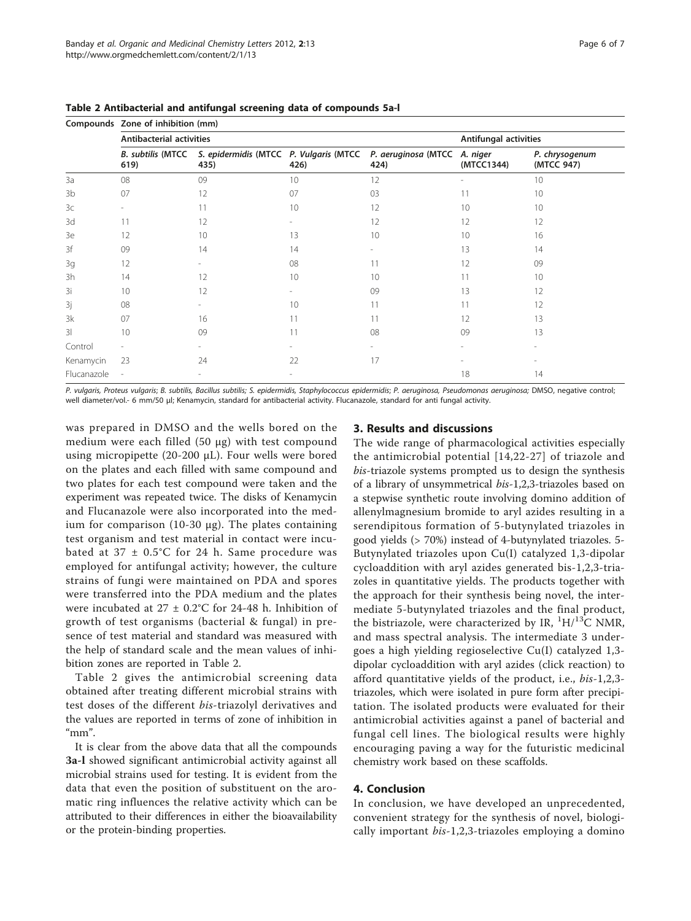**Table 2 Antibacterial and antifungal screening data of compounds 5a-l**

| Compounds | Zone of inhibition (mm) | | | | | |
|---|---|---|---|---|---|---|
| | Antibacterial activities | | | | Antifungal activities | |
| | *B. subtilis* (MTCC 619) | *S. epidermidis* (MTCC 435) | *P. Vulgaris* (MTCC 426) | *P. aeruginosa* (MTCC 424) | *A. niger* (MTCC1344) | *P. chrysogenum* (MTCC 947) |
| 3a | 08 | 09 | 10 | 12 | - | 10 |
| 3b | 07 | 12 | 07 | 03 | 11 | 10 |
| 3c | - | 11 | 10 | 12 | 10 | 10 |
| 3d | 11 | 12 | - | 12 | 12 | 12 |
| 3e | 12 | 10 | 13 | 10 | 10 | 16 |
| 3f | 09 | 14 | 14 | - | 13 | 14 |
| 3g | 12 | - | 08 | 11 | 12 | 09 |
| 3h | 14 | 12 | 10 | 10 | 11 | 10 |
| 3i | 10 | 12 | - | 09 | 13 | 12 |
| 3j | 08 | - | 10 | 11 | 11 | 12 |
| 3k | 07 | 16 | 11 | 11 | 12 | 13 |
| 3l | 10 | 09 | 11 | 08 | 09 | 13 |
| Control | - | - | - | - | - | - |
| Kenamycin | 23 | 24 | 22 | 17 | - | - |
| Flucanazole | - | - | - | | 18 | 14 |

*P. vulgaris, Proteus vulgaris; B. subtilis, Bacillus subtilis; S. epidermidis, Staphylococcus epidermidis; P. aeruginosa, Pseudomonas aeruginosa;* DMSO, negative control; well diameter/vol.- 6 mm/50 μl; Kenamycin, standard for antibacterial activity. Flucanazole, standard for anti fungal activity.

was prepared in DMSO and the wells bored on the medium were each filled (50 μg) with test compound using micropipette (20-200 μL). Four wells were bored on the plates and each filled with same compound and two plates for each test compound were taken and the experiment was repeated twice. The disks of Kenamycin and Flucanazole were also incorporated into the medium for comparison (10-30 μg). The plates containing test organism and test material in contact were incubated at 37 ± 0.5°C for 24 h. Same procedure was employed for antifungal activity; however, the culture strains of fungi were maintained on PDA and spores were transferred into the PDA medium and the plates were incubated at 27 ± 0.2°C for 24-48 h. Inhibition of growth of test organisms (bacterial & fungal) in presence of test material and standard was measured with the help of standard scale and the mean values of inhibition zones are reported in Table 2.

Table 2 gives the antimicrobial screening data obtained after treating different microbial strains with test doses of the different *bis*-triazolyl derivatives and the values are reported in terms of zone of inhibition in "mm".

It is clear from the above data that all the compounds **3a-l** showed significant antimicrobial activity against all microbial strains used for testing. It is evident from the data that even the position of substituent on the aromatic ring influences the relative activity which can be attributed to their differences in either the bioavailability or the protein-binding properties.

## 3. Results and discussions

The wide range of pharmacological activities especially the antimicrobial potential [14,22-27] of triazole and *bis*-triazole systems prompted us to design the synthesis of a library of unsymmetrical *bis*-1,2,3-triazoles based on a stepwise synthetic route involving domino addition of allenylmagnesium bromide to aryl azides resulting in a serendipitous formation of 5-butynylated triazoles in good yields (> 70%) instead of 4-butynylated triazoles. 5-Butynylated triazoles upon Cu(I) catalyzed 1,3-dipolar cycloaddition with aryl azides generated bis-1,2,3-triazoles in quantitative yields. The products together with the approach for their synthesis being novel, the intermediate 5-butynylated triazoles and the final product, the bistriazole, were characterized by IR, $^{1}H/^{13}C$ NMR, and mass spectral analysis. The intermediate 3 undergoes a high yielding regioselective Cu(I) catalyzed 1,3-dipolar cycloaddition with aryl azides (click reaction) to afford quantitative yields of the product, i.e., *bis*-1,2,3-triazoles, which were isolated in pure form after precipitation. The isolated products were evaluated for their antimicrobial activities against a panel of bacterial and fungal cell lines. The biological results were highly encouraging paving a way for the futuristic medicinal chemistry work based on these scaffolds.

## 4. Conclusion

In conclusion, we have developed an unprecedented, convenient strategy for the synthesis of novel, biologically important *bis*-1,2,3-triazoles employing a domino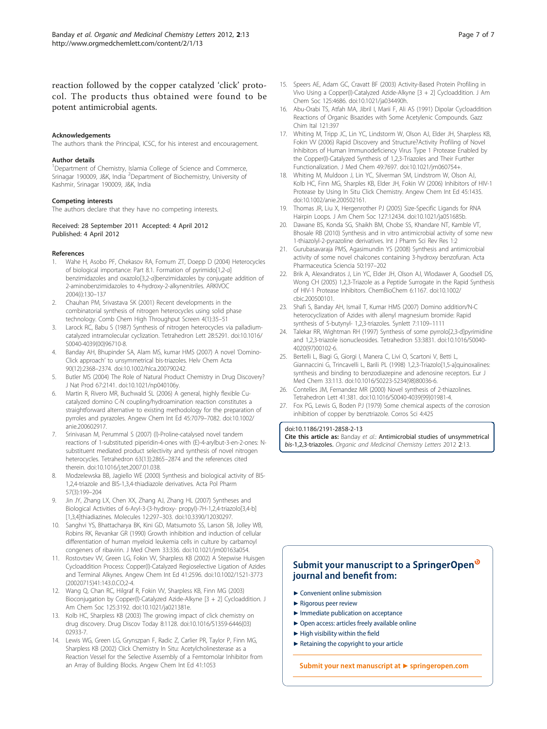reaction followed by the copper catalyzed 'click' protocol. The products thus obtained were found to be potent antimicrobial agents.

#### Acknowledgements

The authors thank the Principal, ICSC, for his interest and encouragement.

#### Author details

[1]Department of Chemistry, Islamia College of Science and Commerce, Srinagar 190009, J&K, India [2]Department of Biochemistry, University of Kashmir, Srinagar 190009, J&K, India

#### Competing interests

The authors declare that they have no competing interests.

Received: 28 September 2011 Accepted: 4 April 2012
Published: 4 April 2012

#### References

1. Wahe H, Asobo PF, Chekasov RA, Fomum ZT, Doepp D (2004) Heterocycles of biological importance: Part 8.1. Formation of pyrimido[1,2-*a*] benzimidazoles and oxazolo[3,2-*a*]benzimidazoles by conjugate addition of 2-aminobenzimidazoles to 4-hydroxy-2-alkynenitriles. ARKIVOC 2004(i):130–137
2. Chauhan PM, Srivastava SK (2001) Recent developments in the combinatorial synthesis of nitrogen heterocycles using solid phase technology. Comb Chem High Throughput Screen 4(1):35–51
3. Larock RC, Babu S (1987) Synthesis of nitrogen heterocycles via palladium-catalyzed intramolecular cyclization. Tetrahedron Lett 28:5291. doi:10.1016/S0040-4039(00)96710-8.
4. Banday AH, Bhupinder SA, Alam MS, kumar HMS (2007) A novel 'Domino-Click approach' to unsymmetrical bis-triazoles. Helv Chem Acta 90(12):2368–2374. doi:10.1002/hlca.200790242.
5. Butler MS (2004) The Role of Natural Product Chemistry in Drug Discovery? J Nat Prod 67:2141. doi:10.1021/np040106y.
6. Martin R, Rivero MR, Buchwald SL (2006) A general, highly flexible Cu-catalyzed domino C-N coupling/hydroamination reaction constitutes a straightforward alternative to existing methodology for the preparation of pyrroles and pyrazoles. Angew Chem Int Ed 45:7079–7082. doi:10.1002/anie.200602917.
7. Srinivasan M, Perummal S (2007) (l)-Proline-catalysed novel tandem reactions of 1-substituted piperidin-4-ones with (E)-4-arylbut-3-en-2-ones: N-substituent mediated product selectivity and synthesis of novel nitrogen heterocycles. Tetrahedron 63(13):2865–2874 and the references cited therein. doi:10.1016/j.tet.2007.01.038.
8. Modzelewska BB, Jagiello WE (2000) Synthesis and biological activity of BIS-1,2,4-triazole and BIS-1,3,4-thiadiazole derivatives. Acta Pol Pharm 57(3):199–204
9. Jin JY, Zhang LX, Chen XX, Zhang AJ, Zhang HL (2007) Syntheses and Biological Activities of 6-Aryl-3-(3-hydroxy- propyl)-7H-1,2,4-triazolo[3,4-b][1,3,4]thiadiazines. Molecules 12:297–303. doi:10.3390/12030297.
10. Sanghvi YS, Bhattacharya BK, Kini GD, Matsumoto SS, Larson SB, Jolley WB, Robins RK, Revankar GR (1990) Growth inhibition and induction of cellular differentiation of human myeloid leukemia cells in culture by carbamoyl congeners of ribavirin. J Med Chem 33:336. doi:10.1021/jm00163a054.
11. Rostovtsev VV, Green LG, Fokin VV, Sharpless KB (2002) A Stepwise Huisgen Cycloaddition Process: Copper(I)-Catalyzed Regioselective Ligation of Azides and Terminal Alkynes. Angew Chem Int Ed 41:2596. doi:10.1002/1521-3773(20020715)41:143.0.CO;2-4.
12. Wang Q, Chan RC, Hilgraf R, Fokin VV, Sharpless KB, Finn MG (2003) Bioconjugation by Copper(I)-Catalyzed Azide-Alkyne [3 + 2] Cycloaddition. J Am Chem Soc 125:3192. doi:10.1021/ja021381e.
13. Kolb HC, Sharpless KB (2003) The growing impact of click chemistry on drug discovery. Drug Discov Today 8:1128. doi:10.1016/S1359-6446(03)02933-7.
14. Lewis WG, Green LG, Grynszpan F, Radic Z, Carlier PR, Taylor P, Finn MG, Sharpless KB (2002) Click Chemistry In Situ: Acetylcholinesterase as a Reaction Vessel for the Selective Assembly of a Femtomolar Inhibitor from an Array of Building Blocks. Angew Chem Int Ed 41:1053
15. Speers AE, Adam GC, Cravatt BF (2003) Activity-Based Protein Profiling in Vivo Using a Copper(I)-Catalyzed Azide-Alkyne [3 + 2] Cycloaddition. J Am Chem Soc 125:4686. doi:10.1021/ja034490h.
16. Abu-Orabi TS, Atfah MA, Jibril I, Marii F, Ali AS (1991) Dipolar Cycloaddition Reactions of Organic Bisazides with Some Acetylenic Compounds. Gazz Chim Ital 121:397
17. Whiting M, Tripp JC, Lin YC, Lindstorm W, Olson AJ, Elder JH, Sharpless KB, Fokin VV (2006) Rapid Discovery and Structure?Activity Profiling of Novel Inhibitors of Human Immunodeficiency Virus Type 1 Protease Enabled by the Copper(I)-Catalyzed Synthesis of 1,2,3-Triazoles and Their Further Functionalization. J Med Chem 49:7697. doi:10.1021/jm060754+.
18. Whiting M, Muldoon J, Lin YC, Silverman SM, Lindstrom W, Olson AJ, Kolb HC, Finn MG, Sharpless KB, Elder JH, Fokin VV (2006) Inhibitors of HIV-1 Protease by Using In Situ Click Chemistry. Angew Chem Int Ed 45:1435. doi:10.1002/anie.200502161.
19. Thomas JR, Liu X, Hergenrother PJ (2005) Size-Specific Ligands for RNA Hairpin Loops. J Am Chem Soc 127:12434. doi:10.1021/ja051685b.
20. Dawane BS, Konda SG, Shaikh BM, Chobe SS, Khandare NT, Kamble VT, Bhosale RB (2010) Synthesis and in vitro antimicrobial activity of some new 1-thiazolyl-2-pyrazoline derivatives. Int J Pharm Sci Rev Res 1:2
21. Gurubasavaraja PMS, Agasimundin YS (2008) Synthesis and antimicrobial activity of some novel chalcones containing 3-hydroxy benzofuran. Acta Pharmaceutica Sciencia 50:197–202
22. Brik A, Alexandratos J, Lin YC, Elder JH, Olson AJ, Wlodawer A, Goodsell DS, Wong CH (2005) 1,2,3-Triazole as a Peptide Surrogate in the Rapid Synthesis of HIV-1 Protease Inhibitors. ChemBioChem 6:1167. doi:10.1002/cbic.200500101.
23. Shafi S, Banday AH, Ismail T, Kumar HMS (2007) Domino addition/N-C heterocyclization of Azides with allenyl magnesium bromide: Rapid synthesis of 5-butynyl- 1,2,3-triazoles. Synlett 7:1109–1111
24. Talekar RR, Wightman RH (1997) Synthesis of some pyrrolo[2,3-d]pyrimidine and 1,2,3-triazole isonucleosides. Tetrahedron 53:3831. doi:10.1016/S0040-4020(97)00102-6.
25. Bertelli L, Biagi G, Giorgi I, Manera C, Livi O, Scartoni V, Betti L, Giannaccini G, Trincavelli L, Barili PL (1998) 1,2,3-Triazolo[1,5-a]quinoxalines: synthesis and binding to benzodiazepine and adenosine receptors. Eur J Med Chem 33:113. doi:10.1016/S0223-5234(98)80036-6.
26. Contelles JM, Fernandez MR (2000) Novel synthesis of 2-thiazolines. Tetrahedron Lett 41:381. doi:10.1016/S0040-4039(99)01981-4.
27. Fox PG, Lewis G, Boden PJ (1979) Some chemical aspects of the corrosion inhibition of copper by benztriazole. Corros Sci 4:425

doi:10.1186/2191-2858-2-13

**Cite this article as:** Banday *et al.*: Antimicrobial studies of unsymmetrical *bis*-1,2,3-triazoles. *Organic and Medicinal Chemistry Letters* 2012 **2**:13.

**Submit your manuscript to a SpringerOpen journal and benefit from:**

- ► Convenient online submission
- ► Rigorous peer review
- ► Immediate publication on acceptance
- ► Open access: articles freely available online
- ► High visibility within the field
- ► Retaining the copyright to your article

**Submit your next manuscript at ► springeropen.com**